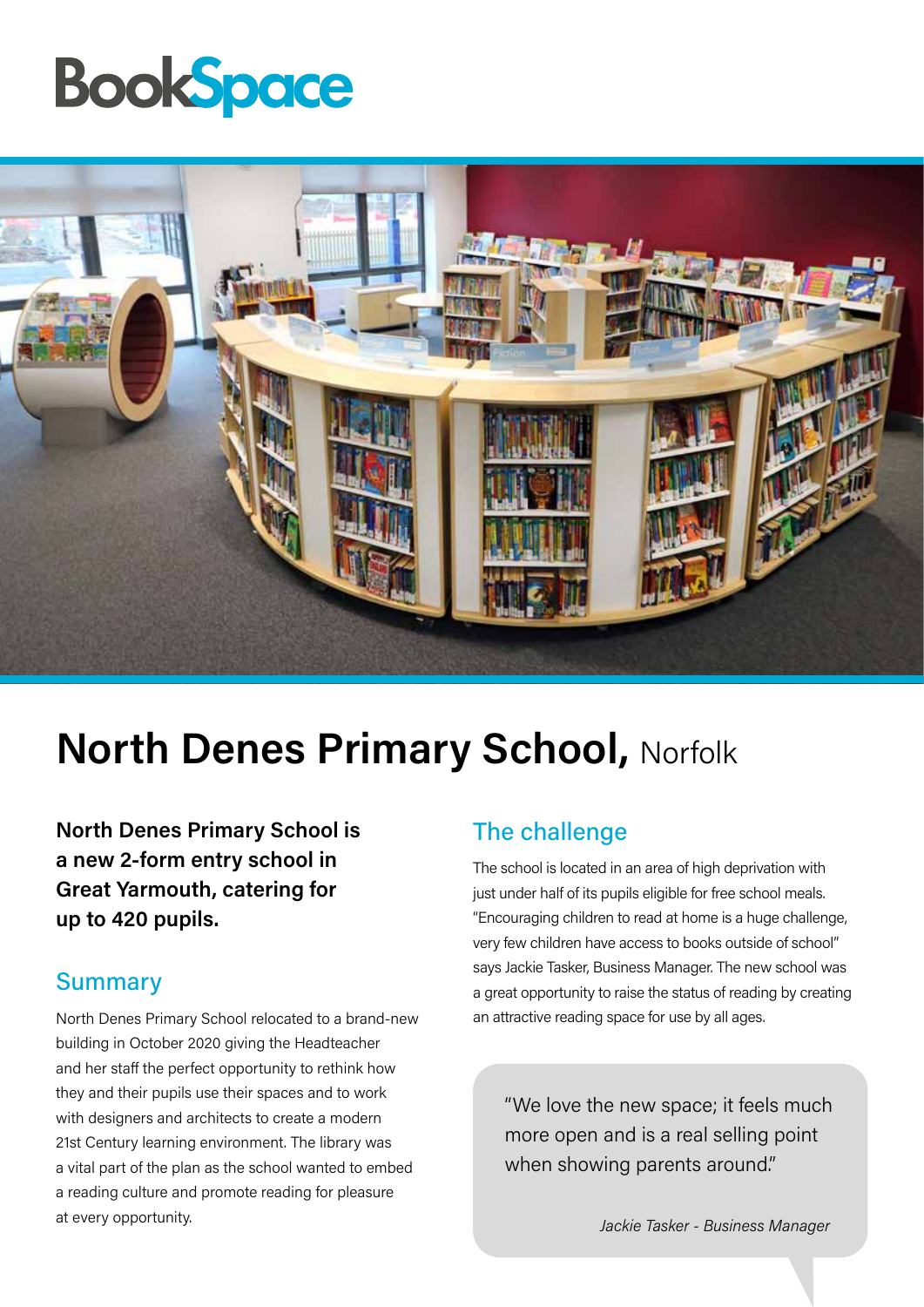BookSpace

# North Denes Primary School, Norfolk

**North Denes Primary School is a new 2-form entry school in Great Yarmouth, catering for up to 420 pupils.**

## Summary

North Denes Primary School relocated to a brand-new building in October 2020 giving the Headteacher and her staff the perfect opportunity to rethink how they and their pupils use their spaces and to work with designers and architects to create a modern 21st Century learning environment. The library was a vital part of the plan as the school wanted to embed a reading culture and promote reading for pleasure at every opportunity.

## The challenge

The school is located in an area of high deprivation with just under half of its pupils eligible for free school meals. "Encouraging children to read at home is a huge challenge, very few children have access to books outside of school" says Jackie Tasker, Business Manager. The new school was a great opportunity to raise the status of reading by creating an attractive reading space for use by all ages.

> "We love the new space; it feels much more open and is a real selling point when showing parents around."
>
> *Jackie Tasker - Business Manager*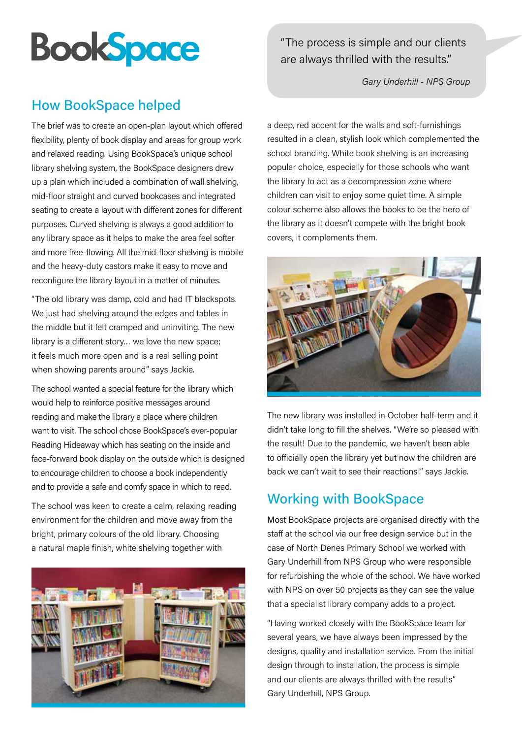# BookSpace

> "The process is simple and our clients are always thrilled with the results."
>
> *Gary Underhill - NPS Group*

## How BookSpace helped

The brief was to create an open-plan layout which offered flexibility, plenty of book display and areas for group work and relaxed reading. Using BookSpace's unique school library shelving system, the BookSpace designers drew up a plan which included a combination of wall shelving, mid-floor straight and curved bookcases and integrated seating to create a layout with different zones for different purposes. Curved shelving is always a good addition to any library space as it helps to make the area feel softer and more free-flowing. All the mid-floor shelving is mobile and the heavy-duty castors make it easy to move and reconfigure the library layout in a matter of minutes.

"The old library was damp, cold and had IT blackspots. We just had shelving around the edges and tables in the middle but it felt cramped and uninviting. The new library is a different story... we love the new space; it feels much more open and is a real selling point when showing parents around" says Jackie.

The school wanted a special feature for the library which would help to reinforce positive messages around reading and make the library a place where children want to visit. The school chose BookSpace's ever-popular Reading Hideaway which has seating on the inside and face-forward book display on the outside which is designed to encourage children to choose a book independently and to provide a safe and comfy space in which to read.

The school was keen to create a calm, relaxing reading environment for the children and move away from the bright, primary colours of the old library. Choosing a natural maple finish, white shelving together with a deep, red accent for the walls and soft-furnishings resulted in a clean, stylish look which complemented the school branding. White book shelving is an increasing popular choice, especially for those schools who want the library to act as a decompression zone where children can visit to enjoy some quiet time. A simple colour scheme also allows the books to be the hero of the library as it doesn't compete with the bright book covers, it complements them.

The new library was installed in October half-term and it didn't take long to fill the shelves. "We're so pleased with the result! Due to the pandemic, we haven't been able to officially open the library yet but now the children are back we can't wait to see their reactions!" says Jackie.

## Working with BookSpace

Most BookSpace projects are organised directly with the staff at the school via our free design service but in the case of North Denes Primary School we worked with Gary Underhill from NPS Group who were responsible for refurbishing the whole of the school. We have worked with NPS on over 50 projects as they can see the value that a specialist library company adds to a project.

"Having worked closely with the BookSpace team for several years, we have always been impressed by the designs, quality and installation service. From the initial design through to installation, the process is simple and our clients are always thrilled with the results" Gary Underhill, NPS Group.